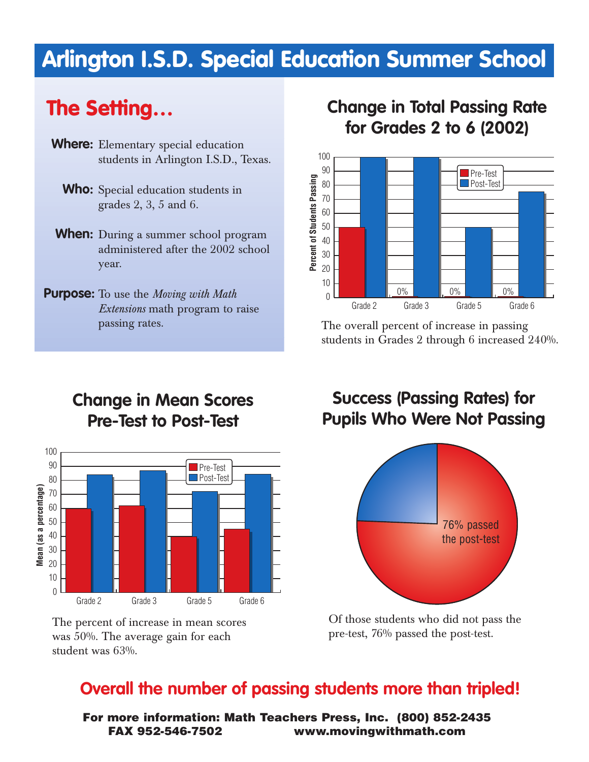# Arlington I.S.D. Special Education Summer School

## The Setting...

**Where:** Elementary special education students in Arlington I.S.D., Texas.

**Who:** Special education students in grades 2, 3, 5 and 6.

**When:** During a summer school program administered after the 2002 school year.

**Purpose:** To use the *Moving with Math Extensions* math program to raise passing rates.

## Change in Total Passing Rate for Grades 2 to 6 (2002)

The overall percent of increase in passing students in Grades 2 through 6 increased 240%.

## Change in Mean Scores Pre-Test to Post-Test

The percent of increase in mean scores was 50%. The average gain for each student was 63%.

## Success (Passing Rates) for Pupils Who Were Not Passing

Of those students who did not pass the pre-test, 76% passed the post-test.

## Overall the number of passing students more than tripled!

**For more information: Math Teachers Press, Inc. (800) 852-2435**
**FAX 952-546-7502 www.movingwithmath.com**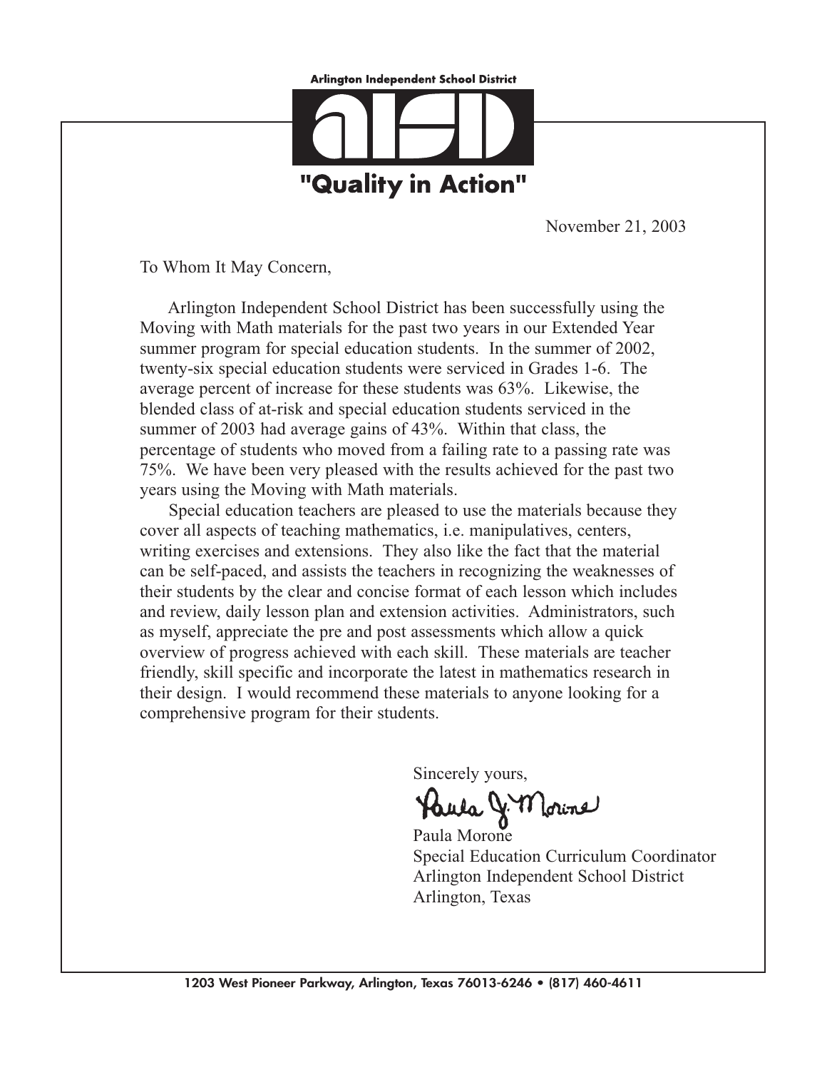Arlington Independent School District

AISD

"Quality in Action"

November 21, 2003

To Whom It May Concern,

Arlington Independent School District has been successfully using the Moving with Math materials for the past two years in our Extended Year summer program for special education students. In the summer of 2002, twenty-six special education students were serviced in Grades 1-6. The average percent of increase for these students was 63%. Likewise, the blended class of at-risk and special education students serviced in the summer of 2003 had average gains of 43%. Within that class, the percentage of students who moved from a failing rate to a passing rate was 75%. We have been very pleased with the results achieved for the past two years using the Moving with Math materials.

Special education teachers are pleased to use the materials because they cover all aspects of teaching mathematics, i.e. manipulatives, centers, writing exercises and extensions. They also like the fact that the material can be self-paced, and assists the teachers in recognizing the weaknesses of their students by the clear and concise format of each lesson which includes and review, daily lesson plan and extension activities. Administrators, such as myself, appreciate the pre and post assessments which allow a quick overview of progress achieved with each skill. These materials are teacher friendly, skill specific and incorporate the latest in mathematics research in their design. I would recommend these materials to anyone looking for a comprehensive program for their students.

Sincerely yours,

Paula J. Morone

Paula Morone
Special Education Curriculum Coordinator
Arlington Independent School District
Arlington, Texas

1203 West Pioneer Parkway, Arlington, Texas 76013-6246 • (817) 460-4611